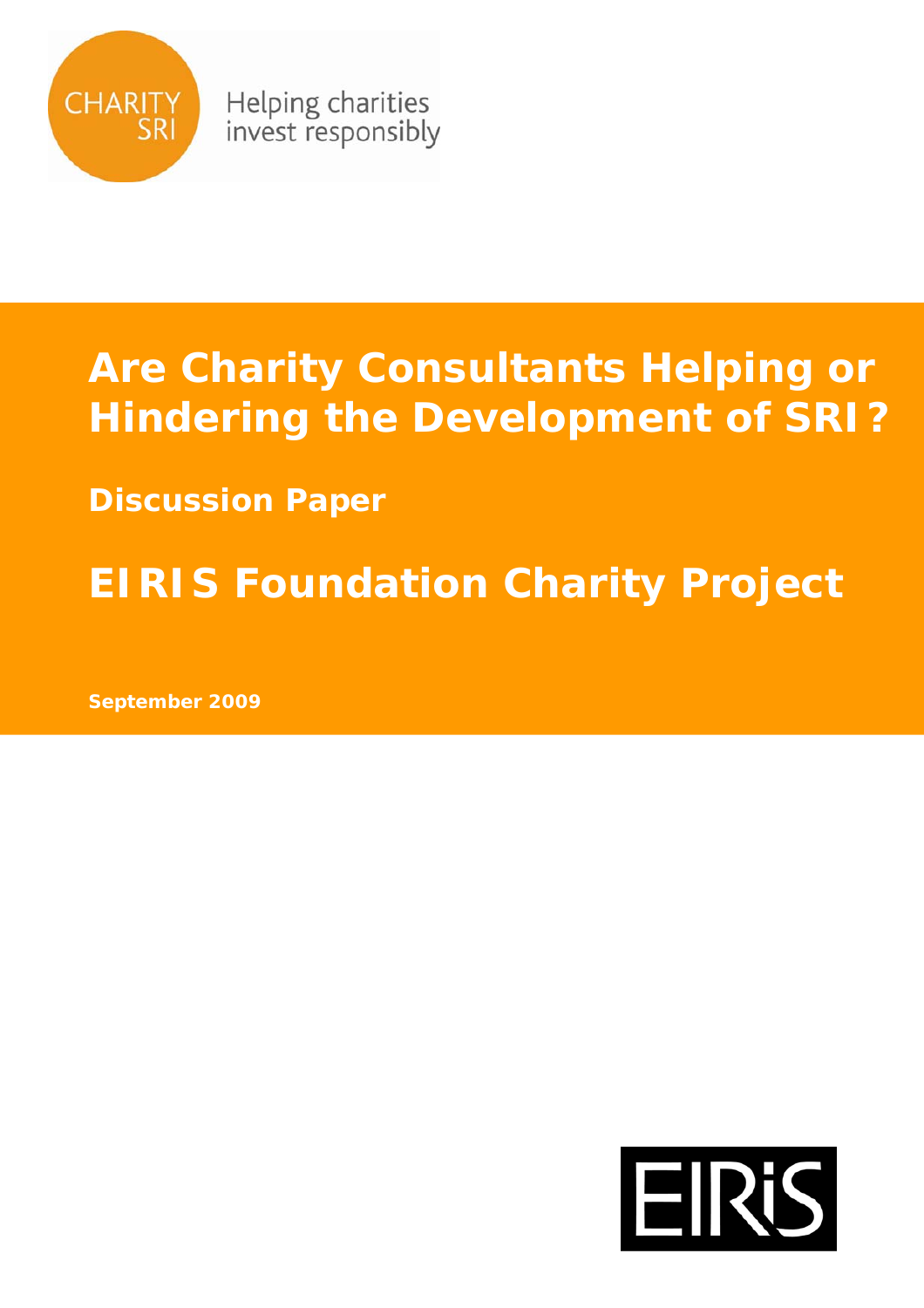CHARITY SRI

Helping charities invest responsibly

# Are Charity Consultants Helping or Hindering the Development of SRI?

## Discussion Paper

## EIRIS Foundation Charity Project

**September 2009**

EIRiS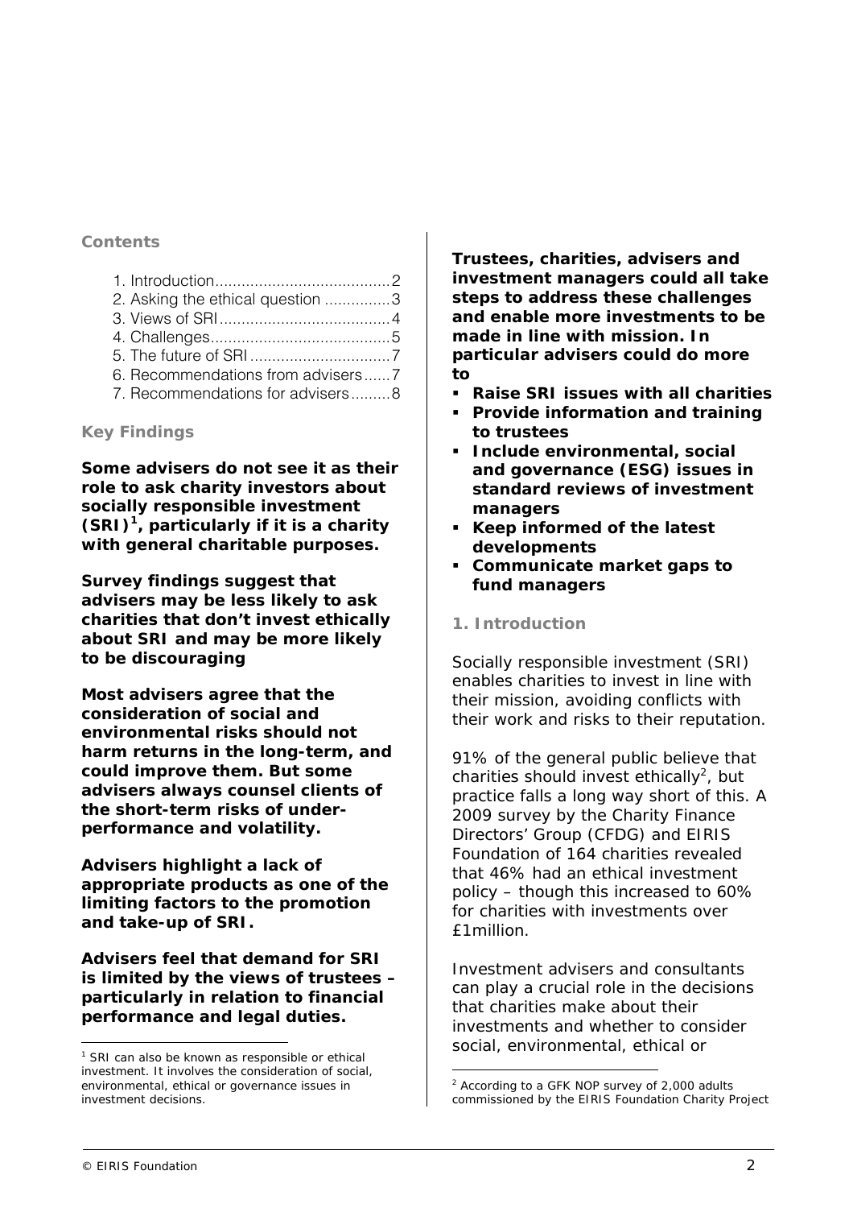**Contents**

1. Introduction........................................2
2. Asking the ethical question ...............3
3. Views of SRI.......................................4
4. Challenges.........................................5
5. The future of SRI ................................7
6. Recommendations from advisers......7
7. Recommendations for advisers.........8

**Key Findings**

**Some advisers do not see it as their role to ask charity investors about socially responsible investment (SRI)[1], particularly if it is a charity with general charitable purposes.**

**Survey findings suggest that advisers may be less likely to ask charities that don't invest ethically about SRI and may be more likely to be discouraging**

**Most advisers agree that the consideration of social and environmental risks should not harm returns in the long-term, and could improve them. But some advisers always counsel clients of the short-term risks of under-performance and volatility.**

**Advisers highlight a lack of appropriate products as one of the limiting factors to the promotion and take-up of SRI.**

**Advisers feel that demand for SRI is limited by the views of trustees – particularly in relation to financial performance and legal duties.**

**Trustees, charities, advisers and investment managers could all take steps to address these challenges and enable more investments to be made in line with mission. In particular advisers could do more to**

- **Raise SRI issues with all charities**
- **Provide information and training to trustees**
- **Include environmental, social and governance (ESG) issues in standard reviews of investment managers**
- **Keep informed of the latest developments**
- **Communicate market gaps to fund managers**

## 1. Introduction

Socially responsible investment (SRI) enables charities to invest in line with their mission, avoiding conflicts with their work and risks to their reputation.

91% of the general public believe that charities should invest ethically[2], but practice falls a long way short of this. A 2009 survey by the Charity Finance Directors' Group (CFDG) and EIRIS Foundation of 164 charities revealed that 46% had an ethical investment policy – though this increased to 60% for charities with investments over £1million.

Investment advisers and consultants can play a crucial role in the decisions that charities make about their investments and whether to consider social, environmental, ethical or

[1] SRI can also be known as responsible or ethical investment. It involves the consideration of social, environmental, ethical or governance issues in investment decisions.

[2] According to a GFK NOP survey of 2,000 adults commissioned by the EIRIS Foundation Charity Project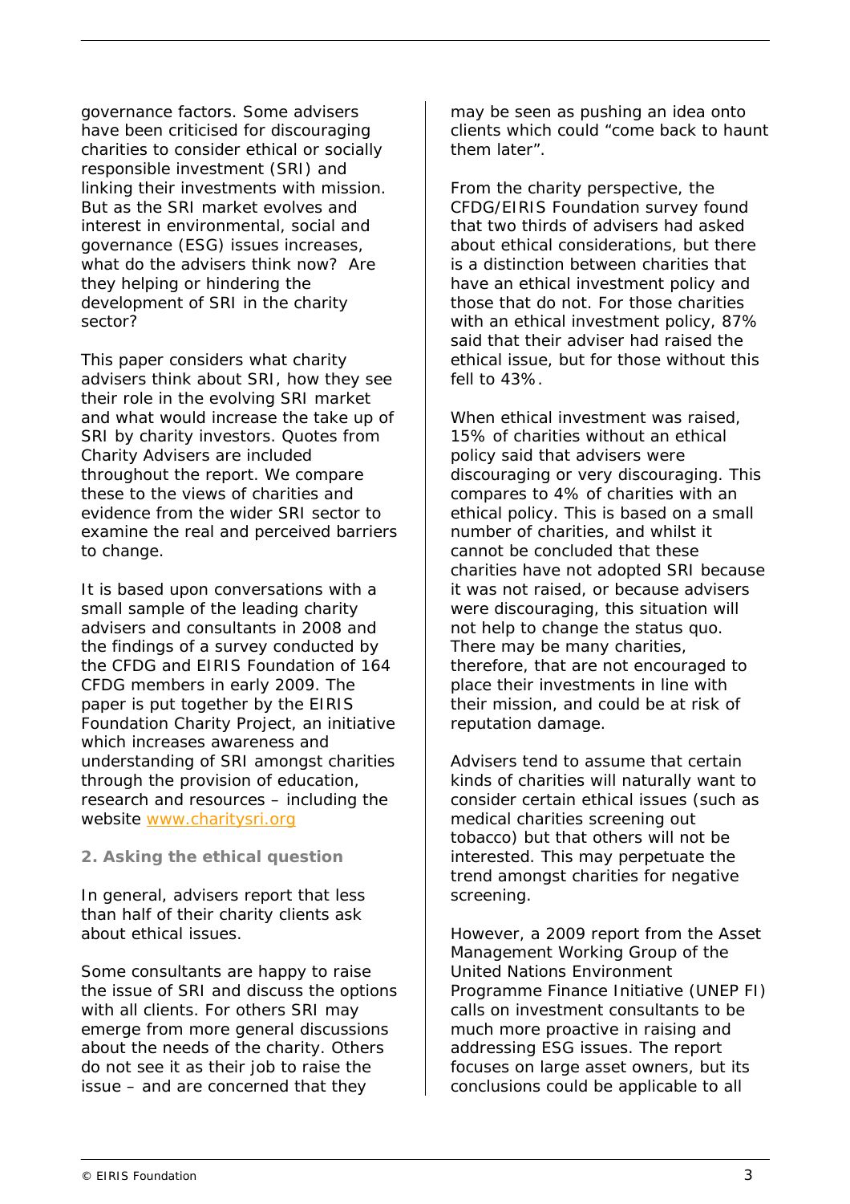governance factors. Some advisers have been criticised for discouraging charities to consider ethical or socially responsible investment (SRI) and linking their investments with mission. But as the SRI market evolves and interest in environmental, social and governance (ESG) issues increases, what do the advisers think now? Are they helping or hindering the development of SRI in the charity sector?

This paper considers what charity advisers think about SRI, how they see their role in the evolving SRI market and what would increase the take up of SRI by charity investors. Quotes from Charity Advisers are included throughout the report. We compare these to the views of charities and evidence from the wider SRI sector to examine the real and perceived barriers to change.

It is based upon conversations with a small sample of the leading charity advisers and consultants in 2008 and the findings of a survey conducted by the CFDG and EIRIS Foundation of 164 CFDG members in early 2009. The paper is put together by the EIRIS Foundation Charity Project, an initiative which increases awareness and understanding of SRI amongst charities through the provision of education, research and resources – including the website [www.charitysri.org](http://www.charitysri.org)

## 2. Asking the ethical question

In general, advisers report that less than half of their charity clients ask about ethical issues.

Some consultants are happy to raise the issue of SRI and discuss the options with all clients. For others SRI may emerge from more general discussions about the needs of the charity. Others do not see it as their job to raise the issue – and are concerned that they may be seen as pushing an idea onto clients which could "come back to haunt them later".

From the charity perspective, the CFDG/EIRIS Foundation survey found that two thirds of advisers had asked about ethical considerations, but there is a distinction between charities that have an ethical investment policy and those that do not. For those charities with an ethical investment policy, 87% said that their adviser had raised the ethical issue, but for those without this fell to 43%.

When ethical investment was raised, 15% of charities without an ethical policy said that advisers were discouraging or very discouraging. This compares to 4% of charities with an ethical policy. This is based on a small number of charities, and whilst it cannot be concluded that these charities have not adopted SRI because it was not raised, or because advisers were discouraging, this situation will not help to change the status quo. There may be many charities, therefore, that are not encouraged to place their investments in line with their mission, and could be at risk of reputation damage.

Advisers tend to assume that certain kinds of charities will naturally want to consider certain ethical issues (such as medical charities screening out tobacco) but that others will not be interested. This may perpetuate the trend amongst charities for negative screening.

However, a 2009 report from the Asset Management Working Group of the United Nations Environment Programme Finance Initiative (UNEP FI) calls on investment consultants to be much more proactive in raising and addressing ESG issues. The report focuses on large asset owners, but its conclusions could be applicable to all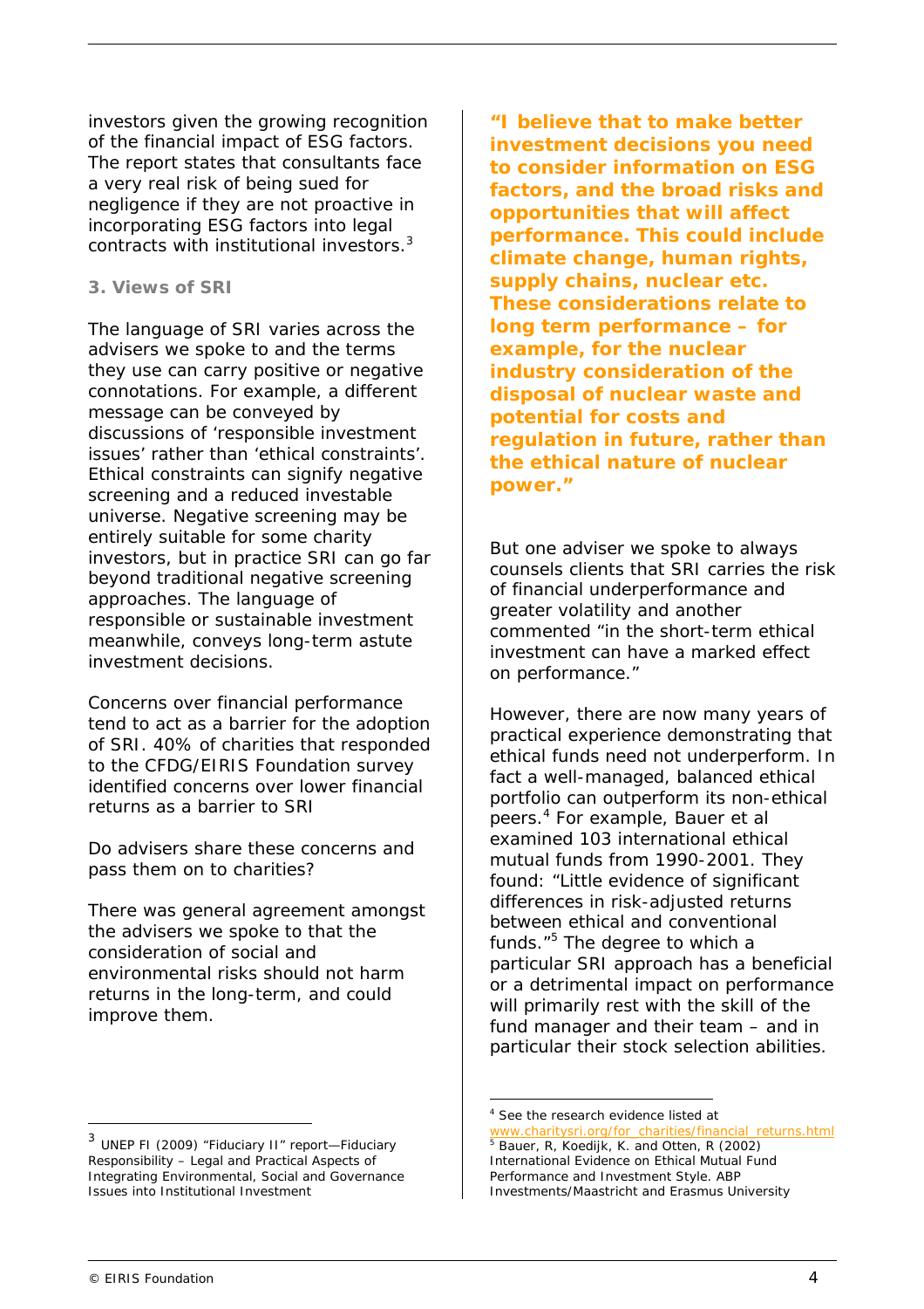investors given the growing recognition of the financial impact of ESG factors. The report states that consultants face a very real risk of being sued for negligence if they are not proactive in incorporating ESG factors into legal contracts with institutional investors.[3]

### 3. Views of SRI

The language of SRI varies across the advisers we spoke to and the terms they use can carry positive or negative connotations. For example, a different message can be conveyed by discussions of 'responsible investment issues' rather than 'ethical constraints'. Ethical constraints can signify negative screening and a reduced investable universe. Negative screening may be entirely suitable for some charity investors, but in practice SRI can go far beyond traditional negative screening approaches. The language of responsible or sustainable investment meanwhile, conveys long-term astute investment decisions.

Concerns over financial performance tend to act as a barrier for the adoption of SRI. 40% of charities that responded to the CFDG/EIRIS Foundation survey identified concerns over lower financial returns as a barrier to SRI

Do advisers share these concerns and pass them on to charities?

There was general agreement amongst the advisers we spoke to that the consideration of social and environmental risks should not harm returns in the long-term, and could improve them.

**"I believe that to make better investment decisions you need to consider information on ESG factors, and the broad risks and opportunities that will affect performance. This could include climate change, human rights, supply chains, nuclear etc. These considerations relate to long term performance – for example, for the nuclear industry consideration of the disposal of nuclear waste and potential for costs and regulation in future, rather than the ethical nature of nuclear power."**

But one adviser we spoke to always counsels clients that SRI carries the risk of financial underperformance and greater volatility and another commented "in the short-term ethical investment can have a marked effect on performance."

However, there are now many years of practical experience demonstrating that ethical funds need not underperform. In fact a well-managed, balanced ethical portfolio can outperform its non-ethical peers.[4] For example, Bauer et al examined 103 international ethical mutual funds from 1990-2001. They found: "Little evidence of significant differences in risk-adjusted returns between ethical and conventional funds."[5] The degree to which a particular SRI approach has a beneficial or a detrimental impact on performance will primarily rest with the skill of the fund manager and their team – and in particular their stock selection abilities.

---

[3] UNEP FI (2009) "Fiduciary II" report—Fiduciary Responsibility – Legal and Practical Aspects of Integrating Environmental, Social and Governance Issues into Institutional Investment

[4] See the research evidence listed at www.charitysri.org/for_charities/financial_returns.html

[5] Bauer, R, Koedijk, K. and Otten, R (2002) International Evidence on Ethical Mutual Fund Performance and Investment Style. ABP Investments/Maastricht and Erasmus University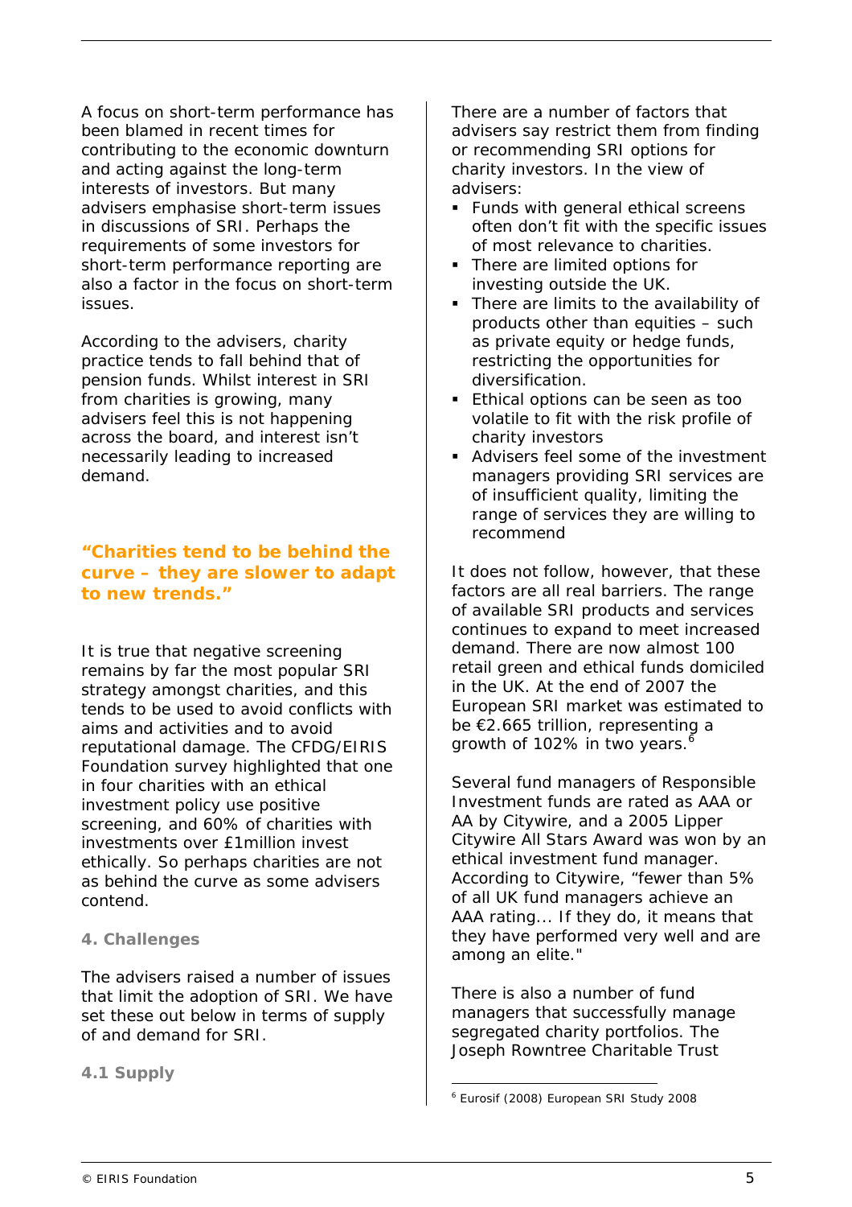A focus on short-term performance has been blamed in recent times for contributing to the economic downturn and acting against the long-term interests of investors. But many advisers emphasise short-term issues in discussions of SRI. Perhaps the requirements of some investors for short-term performance reporting are also a factor in the focus on short-term issues.

According to the advisers, charity practice tends to fall behind that of pension funds. Whilst interest in SRI from charities is growing, many advisers feel this is not happening across the board, and interest isn't necessarily leading to increased demand.

**"Charities tend to be behind the curve – they are slower to adapt to new trends."**

It is true that negative screening remains by far the most popular SRI strategy amongst charities, and this tends to be used to avoid conflicts with aims and activities and to avoid reputational damage. The CFDG/EIRIS Foundation survey highlighted that one in four charities with an ethical investment policy use positive screening, and 60% of charities with investments over £1million invest ethically. So perhaps charities are not as behind the curve as some advisers contend.

## 4. Challenges

The advisers raised a number of issues that limit the adoption of SRI. We have set these out below in terms of supply of and demand for SRI.

### 4.1 Supply

There are a number of factors that advisers say restrict them from finding or recommending SRI options for charity investors. In the view of advisers:

- Funds with general ethical screens often don't fit with the specific issues of most relevance to charities.
- There are limited options for investing outside the UK.
- There are limits to the availability of products other than equities – such as private equity or hedge funds, restricting the opportunities for diversification.
- Ethical options can be seen as too volatile to fit with the risk profile of charity investors
- Advisers feel some of the investment managers providing SRI services are of insufficient quality, limiting the range of services they are willing to recommend

It does not follow, however, that these factors are all real barriers. The range of available SRI products and services continues to expand to meet increased demand. There are now almost 100 retail green and ethical funds domiciled in the UK. At the end of 2007 the European SRI market was estimated to be €2.665 trillion, representing a growth of 102% in two years.[6]

Several fund managers of Responsible Investment funds are rated as AAA or AA by Citywire, and a 2005 Lipper Citywire All Stars Award was won by an ethical investment fund manager. According to Citywire, "fewer than 5% of all UK fund managers achieve an AAA rating... If they do, it means that they have performed very well and are among an elite."

There is also a number of fund managers that successfully manage segregated charity portfolios. The Joseph Rowntree Charitable Trust

[6] Eurosif (2008) European SRI Study 2008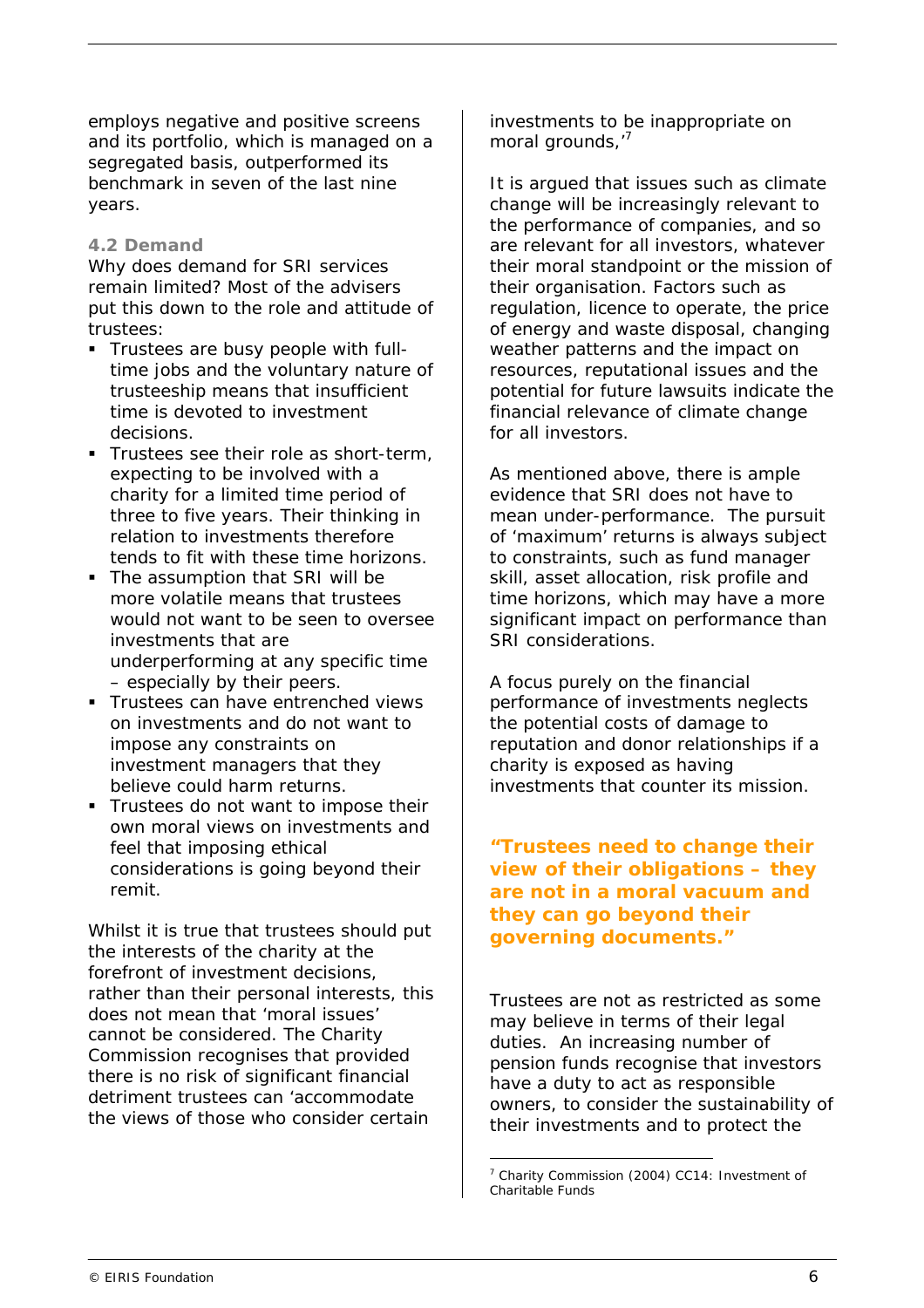employs negative and positive screens and its portfolio, which is managed on a segregated basis, outperformed its benchmark in seven of the last nine years.

### 4.2 Demand

Why does demand for SRI services remain limited? Most of the advisers put this down to the role and attitude of trustees:

- Trustees are busy people with full-time jobs and the voluntary nature of trusteeship means that insufficient time is devoted to investment decisions.
- Trustees see their role as short-term, expecting to be involved with a charity for a limited time period of three to five years. Their thinking in relation to investments therefore tends to fit with these time horizons.
- The assumption that SRI will be more volatile means that trustees would not want to be seen to oversee investments that are underperforming at any specific time – especially by their peers.
- Trustees can have entrenched views on investments and do not want to impose any constraints on investment managers that they believe could harm returns.
- Trustees do not want to impose their own moral views on investments and feel that imposing ethical considerations is going beyond their remit.

Whilst it is true that trustees should put the interests of the charity at the forefront of investment decisions, rather than their personal interests, this does not mean that 'moral issues' cannot be considered. The Charity Commission recognises that provided there is no risk of significant financial detriment trustees can 'accommodate the views of those who consider certain investments to be inappropriate on moral grounds,'[7]

It is argued that issues such as climate change will be increasingly relevant to the performance of companies, and so are relevant for all investors, whatever their moral standpoint or the mission of their organisation. Factors such as regulation, licence to operate, the price of energy and waste disposal, changing weather patterns and the impact on resources, reputational issues and the potential for future lawsuits indicate the financial relevance of climate change for all investors.

As mentioned above, there is ample evidence that SRI does not have to mean under-performance. The pursuit of 'maximum' returns is always subject to constraints, such as fund manager skill, asset allocation, risk profile and time horizons, which may have a more significant impact on performance than SRI considerations.

A focus purely on the financial performance of investments neglects the potential costs of damage to reputation and donor relationships if a charity is exposed as having investments that counter its mission.

**"Trustees need to change their view of their obligations – they are not in a moral vacuum and they can go beyond their governing documents."**

Trustees are not as restricted as some may believe in terms of their legal duties. An increasing number of pension funds recognise that investors have a duty to act as responsible owners, to consider the sustainability of their investments and to protect the

[7] Charity Commission (2004) CC14: Investment of Charitable Funds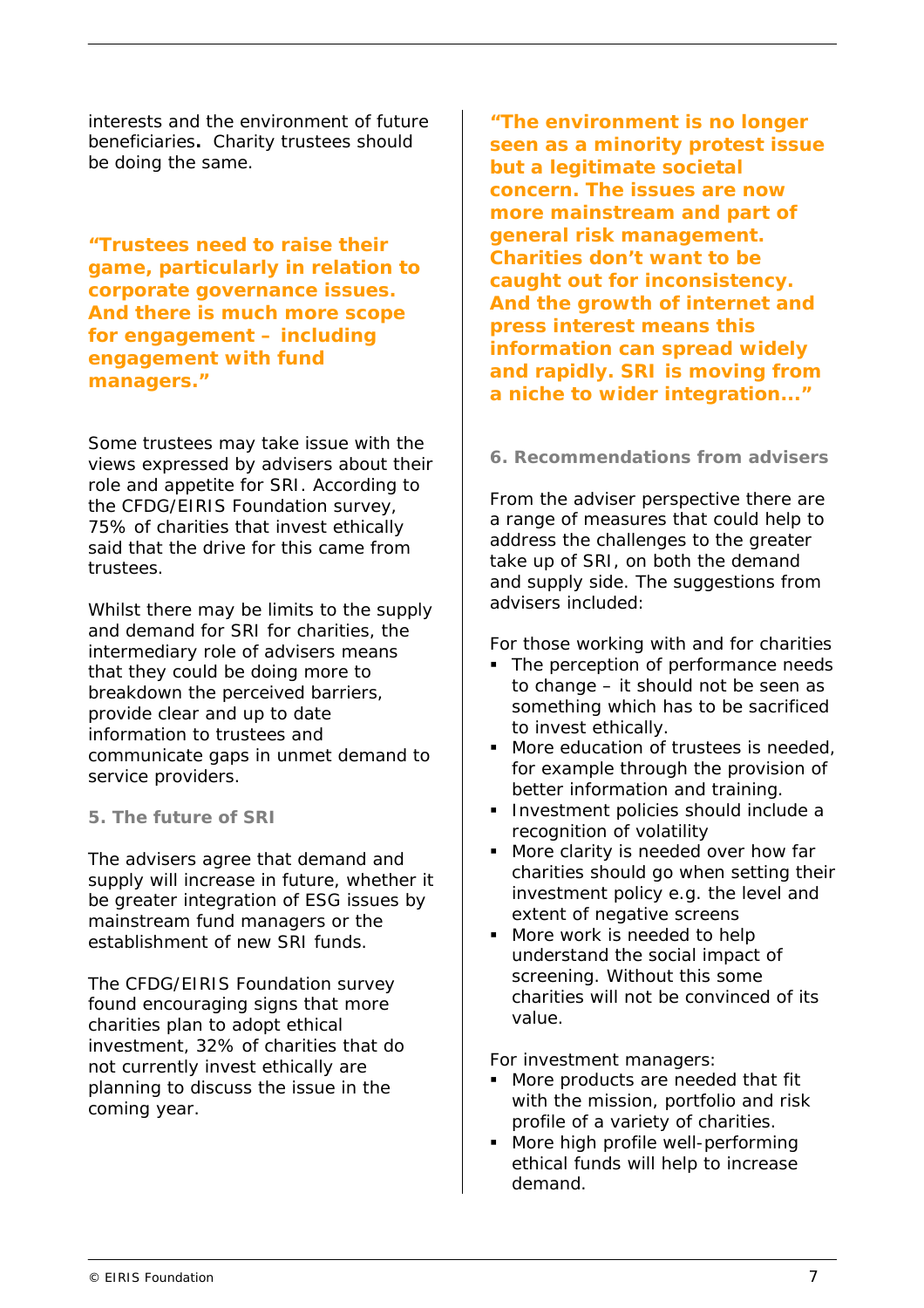interests and the environment of future beneficiaries**.** Charity trustees should be doing the same.

**"Trustees need to raise their game, particularly in relation to corporate governance issues. And there is much more scope for engagement – including engagement with fund managers."**

Some trustees may take issue with the views expressed by advisers about their role and appetite for SRI. According to the CFDG/EIRIS Foundation survey, 75% of charities that invest ethically said that the drive for this came from trustees.

Whilst there may be limits to the supply and demand for SRI for charities, the intermediary role of advisers means that they could be doing more to breakdown the perceived barriers, provide clear and up to date information to trustees and communicate gaps in unmet demand to service providers.

### 5. The future of SRI

The advisers agree that demand and supply will increase in future, whether it be greater integration of ESG issues by mainstream fund managers or the establishment of new SRI funds.

The CFDG/EIRIS Foundation survey found encouraging signs that more charities plan to adopt ethical investment, 32% of charities that do not currently invest ethically are planning to discuss the issue in the coming year.

**"The environment is no longer seen as a minority protest issue but a legitimate societal concern. The issues are now more mainstream and part of general risk management. Charities don't want to be caught out for inconsistency. And the growth of internet and press interest means this information can spread widely and rapidly. SRI is moving from a niche to wider integration..."**

### 6. Recommendations from advisers

From the adviser perspective there are a range of measures that could help to address the challenges to the greater take up of SRI, on both the demand and supply side. The suggestions from advisers included:

For those working with and for charities

- The perception of performance needs to change – it should not be seen as something which has to be sacrificed to invest ethically.
- More education of trustees is needed, for example through the provision of better information and training.
- Investment policies should include a recognition of volatility
- More clarity is needed over how far charities should go when setting their investment policy e.g. the level and extent of negative screens
- More work is needed to help understand the social impact of screening. Without this some charities will not be convinced of its value.

For investment managers:

- More products are needed that fit with the mission, portfolio and risk profile of a variety of charities.
- More high profile well-performing ethical funds will help to increase demand.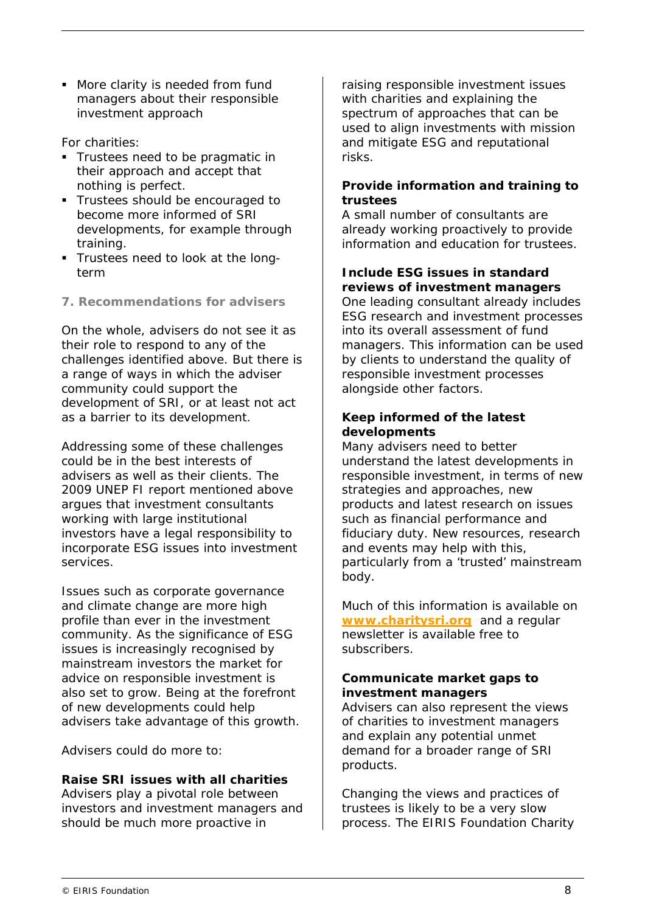- More clarity is needed from fund managers about their responsible investment approach

For charities:

- Trustees need to be pragmatic in their approach and accept that nothing is perfect.
- Trustees should be encouraged to become more informed of SRI developments, for example through training.
- Trustees need to look at the long-term

## 7. Recommendations for advisers

On the whole, advisers do not see it as their role to respond to any of the challenges identified above. But there is a range of ways in which the adviser community could support the development of SRI, or at least not act as a barrier to its development.

Addressing some of these challenges could be in the best interests of advisers as well as their clients. The 2009 UNEP FI report mentioned above argues that investment consultants working with large institutional investors have a legal responsibility to incorporate ESG issues into investment services.

Issues such as corporate governance and climate change are more high profile than ever in the investment community. As the significance of ESG issues is increasingly recognised by mainstream investors the market for advice on responsible investment is also set to grow. Being at the forefront of new developments could help advisers take advantage of this growth.

Advisers could do more to:

**Raise SRI issues with all charities**
Advisers play a pivotal role between investors and investment managers and should be much more proactive in raising responsible investment issues with charities and explaining the spectrum of approaches that can be used to align investments with mission and mitigate ESG and reputational risks.

**Provide information and training to trustees**
A small number of consultants are already working proactively to provide information and education for trustees.

**Include ESG issues in standard reviews of investment managers**
One leading consultant already includes ESG research and investment processes into its overall assessment of fund managers. This information can be used by clients to understand the quality of responsible investment processes alongside other factors.

**Keep informed of the latest developments**
Many advisers need to better understand the latest developments in responsible investment, in terms of new strategies and approaches, new products and latest research on issues such as financial performance and fiduciary duty. New resources, research and events may help with this, particularly from a 'trusted' mainstream body.

Much of this information is available on **www.charitysri.org** and a regular newsletter is available free to subscribers.

**Communicate market gaps to investment managers**
Advisers can also represent the views of charities to investment managers and explain any potential unmet demand for a broader range of SRI products.

Changing the views and practices of trustees is likely to be a very slow process. The EIRIS Foundation Charity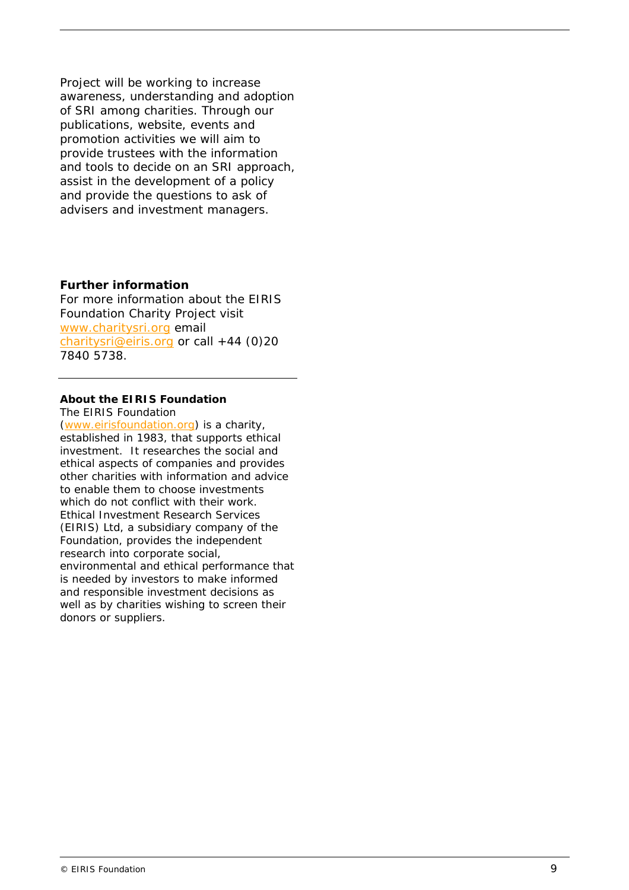Project will be working to increase awareness, understanding and adoption of SRI among charities. Through our publications, website, events and promotion activities we will aim to provide trustees with the information and tools to decide on an SRI approach, assist in the development of a policy and provide the questions to ask of advisers and investment managers.

**Further information**
For more information about the EIRIS Foundation Charity Project visit www.charitysri.org email charitysri@eiris.org or call +44 (0)20 7840 5738.

---

**About the EIRIS Foundation**
The EIRIS Foundation (www.eirisfoundation.org) is a charity, established in 1983, that supports ethical investment. It researches the social and ethical aspects of companies and provides other charities with information and advice to enable them to choose investments which do not conflict with their work. Ethical Investment Research Services (EIRIS) Ltd, a subsidiary company of the Foundation, provides the independent research into corporate social, environmental and ethical performance that is needed by investors to make informed and responsible investment decisions as well as by charities wishing to screen their donors or suppliers.